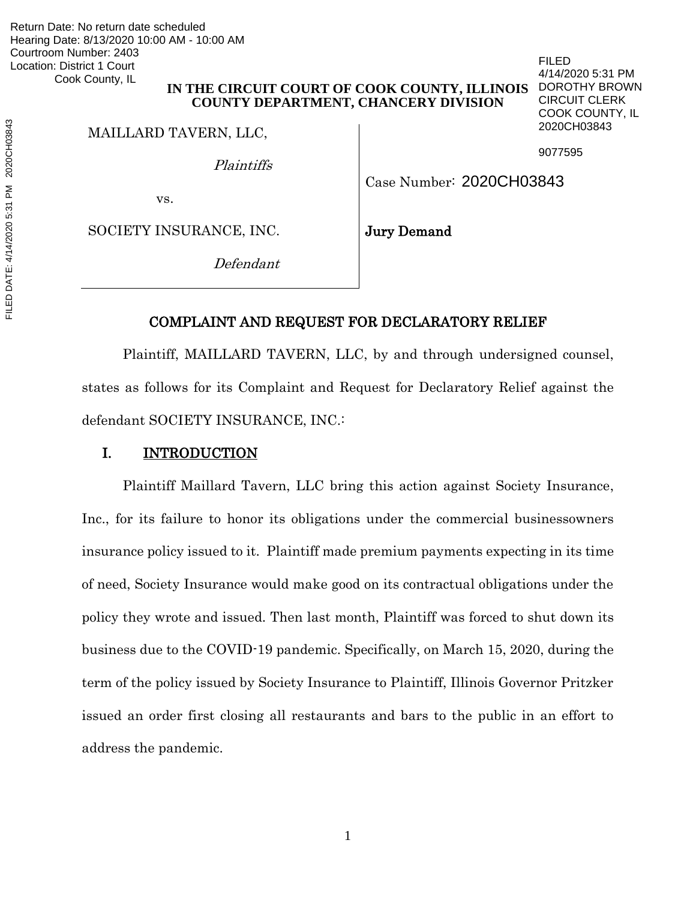Return Date: No return date scheduled
Hearing Date: 8/13/2020 10:00 AM - 10:00 AM
Courtroom Number: 2403
Location: District 1 Court
Cook County, IL

FILED
4/14/2020 5:31 PM
DOROTHY BROWN
CIRCUIT CLERK
COOK COUNTY, IL
2020CH03843

9077595

FILED DATE: 4/14/2020 5:31 PM 2020CH03843

**IN THE CIRCUIT COURT OF COOK COUNTY, ILLINOIS**
**COUNTY DEPARTMENT, CHANCERY DIVISION**

MAILLARD TAVERN, LLC,

*Plaintiffs*

vs.

SOCIETY INSURANCE, INC.

*Defendant*

Case Number: 2020CH03843

**Jury Demand**

## COMPLAINT AND REQUEST FOR DECLARATORY RELIEF

Plaintiff, MAILLARD TAVERN, LLC, by and through undersigned counsel, states as follows for its Complaint and Request for Declaratory Relief against the defendant SOCIETY INSURANCE, INC.:

## I. INTRODUCTION

Plaintiff Maillard Tavern, LLC bring this action against Society Insurance, Inc., for its failure to honor its obligations under the commercial businessowners insurance policy issued to it. Plaintiff made premium payments expecting in its time of need, Society Insurance would make good on its contractual obligations under the policy they wrote and issued. Then last month, Plaintiff was forced to shut down its business due to the COVID-19 pandemic. Specifically, on March 15, 2020, during the term of the policy issued by Society Insurance to Plaintiff, Illinois Governor Pritzker issued an order first closing all restaurants and bars to the public in an effort to address the pandemic.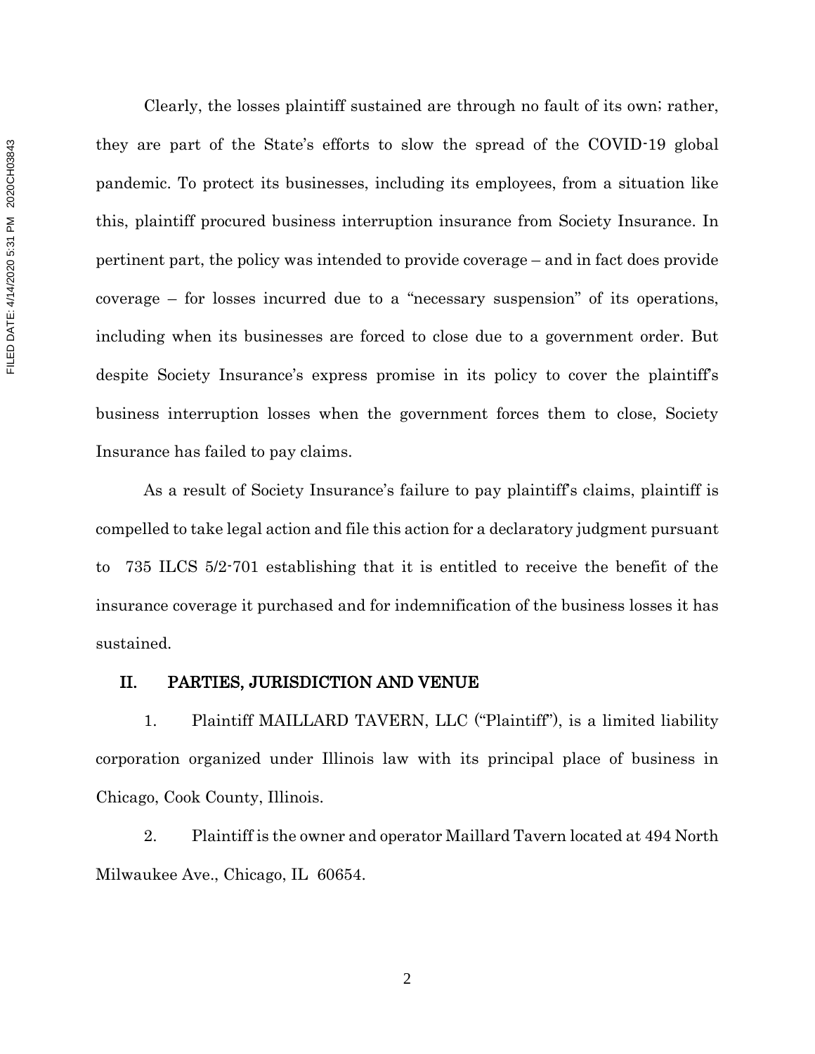Clearly, the losses plaintiff sustained are through no fault of its own; rather, they are part of the State's efforts to slow the spread of the COVID-19 global pandemic. To protect its businesses, including its employees, from a situation like this, plaintiff procured business interruption insurance from Society Insurance. In pertinent part, the policy was intended to provide coverage – and in fact does provide coverage – for losses incurred due to a "necessary suspension" of its operations, including when its businesses are forced to close due to a government order. But despite Society Insurance's express promise in its policy to cover the plaintiff's business interruption losses when the government forces them to close, Society Insurance has failed to pay claims.

As a result of Society Insurance's failure to pay plaintiff's claims, plaintiff is compelled to take legal action and file this action for a declaratory judgment pursuant to 735 ILCS 5/2-701 establishing that it is entitled to receive the benefit of the insurance coverage it purchased and for indemnification of the business losses it has sustained.

## II. PARTIES, JURISDICTION AND VENUE

1. Plaintiff MAILLARD TAVERN, LLC ("Plaintiff"), is a limited liability corporation organized under Illinois law with its principal place of business in Chicago, Cook County, Illinois.

2. Plaintiff is the owner and operator Maillard Tavern located at 494 North Milwaukee Ave., Chicago, IL 60654.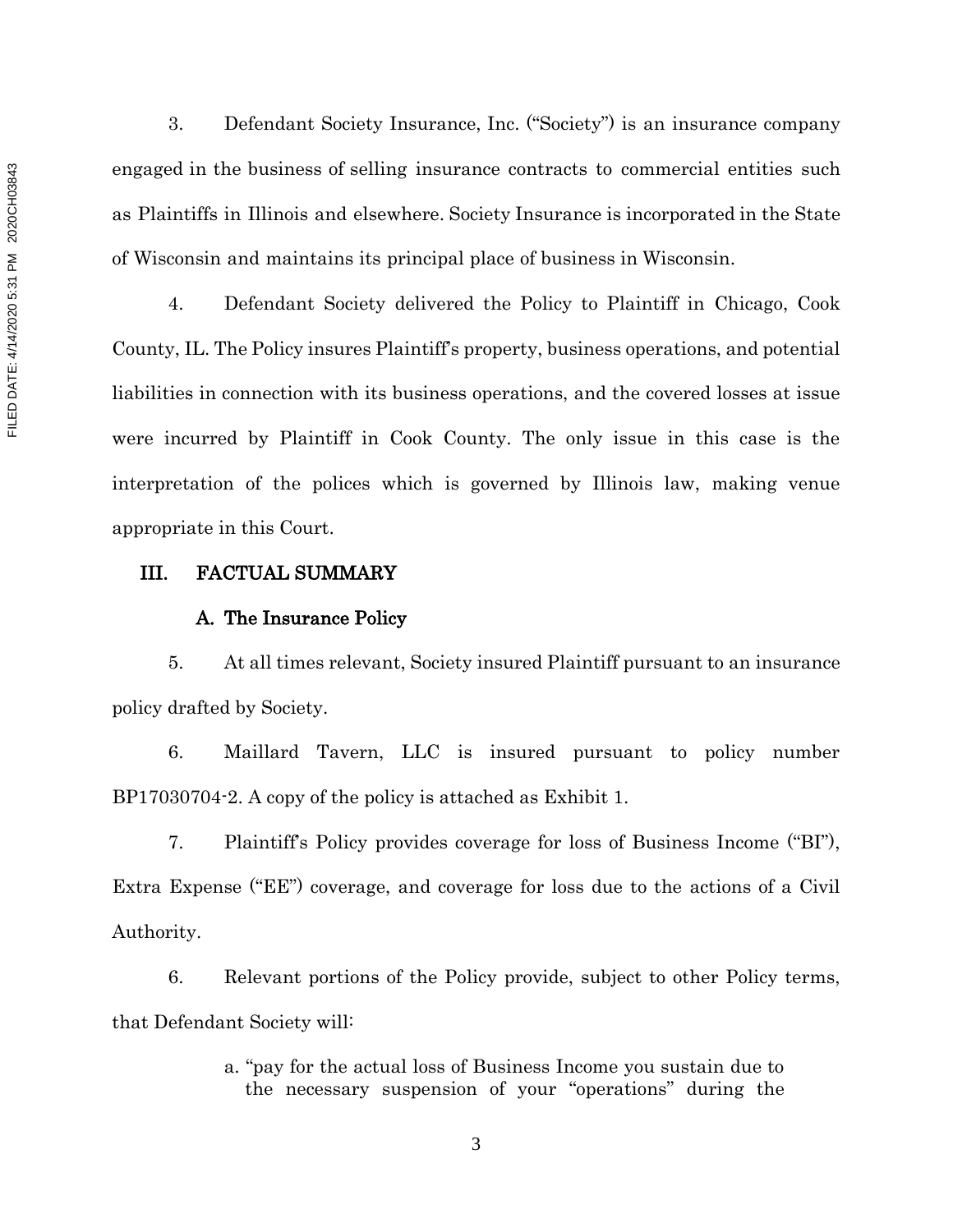3. Defendant Society Insurance, Inc. ("Society") is an insurance company engaged in the business of selling insurance contracts to commercial entities such as Plaintiffs in Illinois and elsewhere. Society Insurance is incorporated in the State of Wisconsin and maintains its principal place of business in Wisconsin.

4. Defendant Society delivered the Policy to Plaintiff in Chicago, Cook County, IL. The Policy insures Plaintiff's property, business operations, and potential liabilities in connection with its business operations, and the covered losses at issue were incurred by Plaintiff in Cook County. The only issue in this case is the interpretation of the polices which is governed by Illinois law, making venue appropriate in this Court.

## III. FACTUAL SUMMARY

### A. The Insurance Policy

5. At all times relevant, Society insured Plaintiff pursuant to an insurance policy drafted by Society.

6. Maillard Tavern, LLC is insured pursuant to policy number BP17030704-2. A copy of the policy is attached as Exhibit 1.

7. Plaintiff's Policy provides coverage for loss of Business Income ("BI"), Extra Expense ("EE") coverage, and coverage for loss due to the actions of a Civil Authority.

6. Relevant portions of the Policy provide, subject to other Policy terms, that Defendant Society will:

> a. "pay for the actual loss of Business Income you sustain due to the necessary suspension of your "operations" during the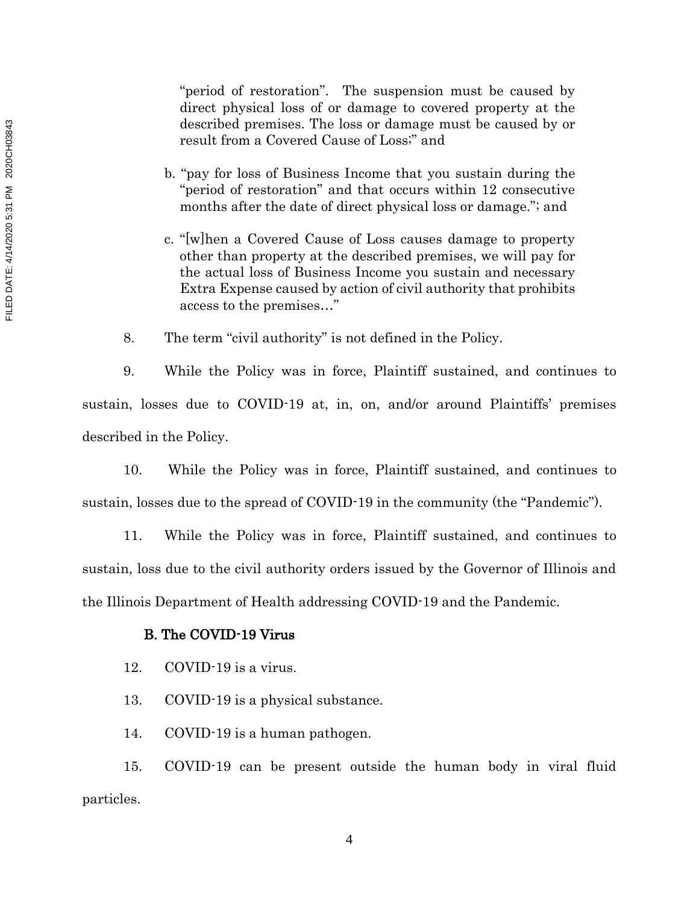"period of restoration". The suspension must be caused by direct physical loss of or damage to covered property at the described premises. The loss or damage must be caused by or result from a Covered Cause of Loss;" and

b. "pay for loss of Business Income that you sustain during the "period of restoration" and that occurs within 12 consecutive months after the date of direct physical loss or damage."; and

c. "[w]hen a Covered Cause of Loss causes damage to property other than property at the described premises, we will pay for the actual loss of Business Income you sustain and necessary Extra Expense caused by action of civil authority that prohibits access to the premises…"

8. The term "civil authority" is not defined in the Policy.

9. While the Policy was in force, Plaintiff sustained, and continues to sustain, losses due to COVID-19 at, in, on, and/or around Plaintiffs' premises described in the Policy.

10. While the Policy was in force, Plaintiff sustained, and continues to sustain, losses due to the spread of COVID-19 in the community (the "Pandemic").

11. While the Policy was in force, Plaintiff sustained, and continues to sustain, loss due to the civil authority orders issued by the Governor of Illinois and the Illinois Department of Health addressing COVID-19 and the Pandemic.

### B. The COVID-19 Virus

12. COVID-19 is a virus.

13. COVID-19 is a physical substance.

14. COVID-19 is a human pathogen.

15. COVID-19 can be present outside the human body in viral fluid particles.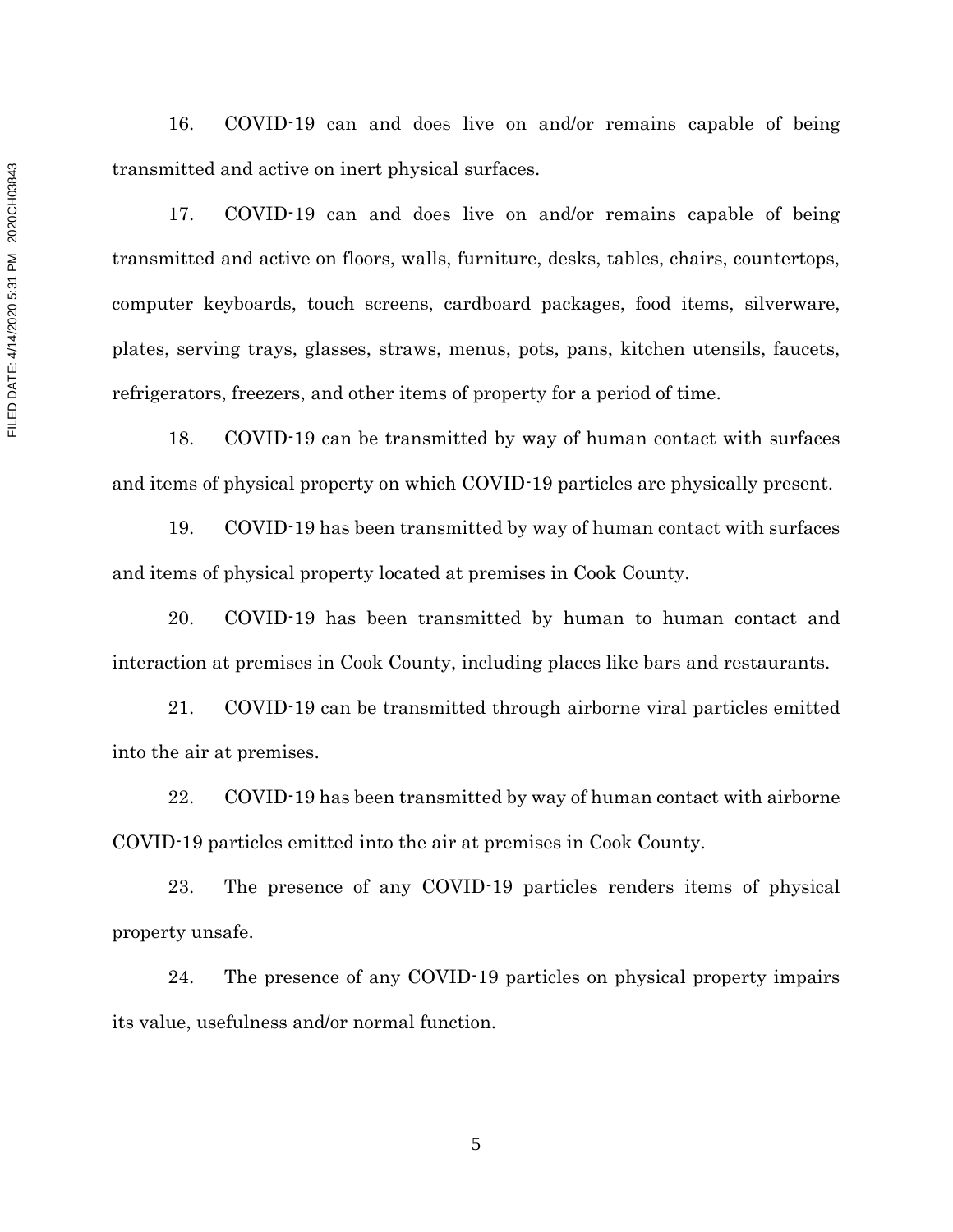16. COVID-19 can and does live on and/or remains capable of being transmitted and active on inert physical surfaces.

17. COVID-19 can and does live on and/or remains capable of being transmitted and active on floors, walls, furniture, desks, tables, chairs, countertops, computer keyboards, touch screens, cardboard packages, food items, silverware, plates, serving trays, glasses, straws, menus, pots, pans, kitchen utensils, faucets, refrigerators, freezers, and other items of property for a period of time.

18. COVID-19 can be transmitted by way of human contact with surfaces and items of physical property on which COVID-19 particles are physically present.

19. COVID-19 has been transmitted by way of human contact with surfaces and items of physical property located at premises in Cook County.

20. COVID-19 has been transmitted by human to human contact and interaction at premises in Cook County, including places like bars and restaurants.

21. COVID-19 can be transmitted through airborne viral particles emitted into the air at premises.

22. COVID-19 has been transmitted by way of human contact with airborne COVID-19 particles emitted into the air at premises in Cook County.

23. The presence of any COVID-19 particles renders items of physical property unsafe.

24. The presence of any COVID-19 particles on physical property impairs its value, usefulness and/or normal function.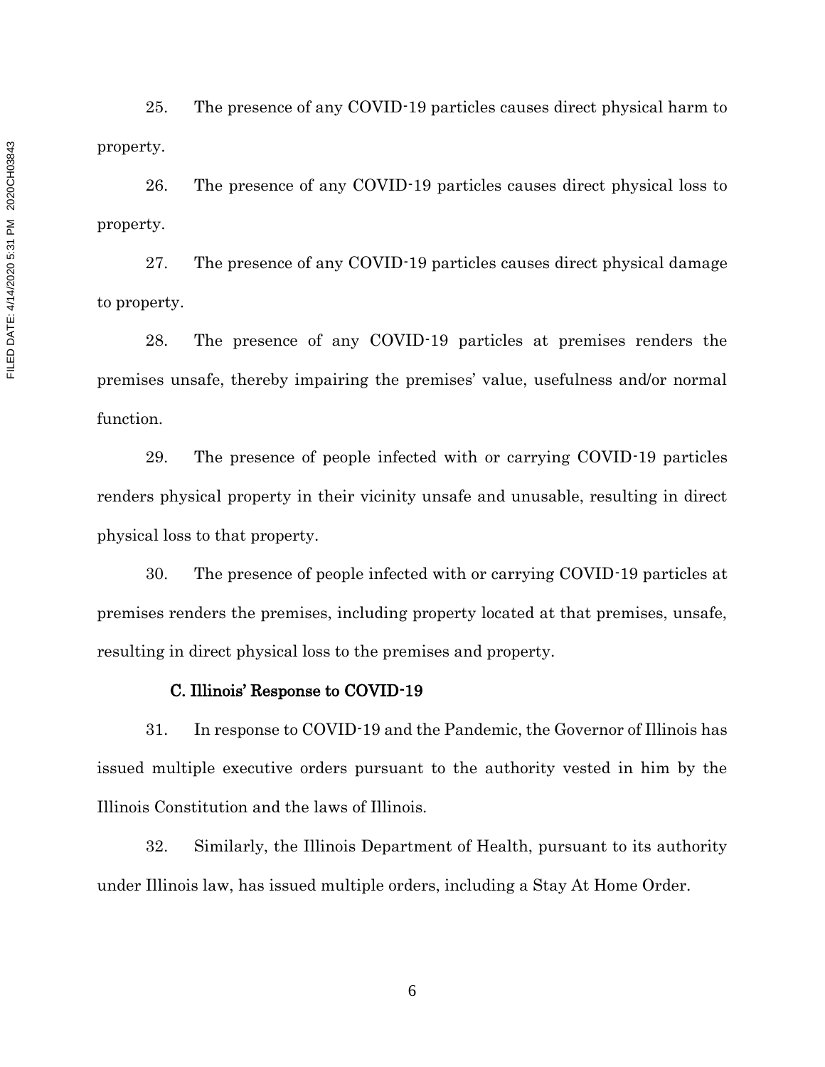25. The presence of any COVID-19 particles causes direct physical harm to property.

26. The presence of any COVID-19 particles causes direct physical loss to property.

27. The presence of any COVID-19 particles causes direct physical damage to property.

28. The presence of any COVID-19 particles at premises renders the premises unsafe, thereby impairing the premises' value, usefulness and/or normal function.

29. The presence of people infected with or carrying COVID-19 particles renders physical property in their vicinity unsafe and unusable, resulting in direct physical loss to that property.

30. The presence of people infected with or carrying COVID-19 particles at premises renders the premises, including property located at that premises, unsafe, resulting in direct physical loss to the premises and property.

### C. Illinois' Response to COVID-19

31. In response to COVID-19 and the Pandemic, the Governor of Illinois has issued multiple executive orders pursuant to the authority vested in him by the Illinois Constitution and the laws of Illinois.

32. Similarly, the Illinois Department of Health, pursuant to its authority under Illinois law, has issued multiple orders, including a Stay At Home Order.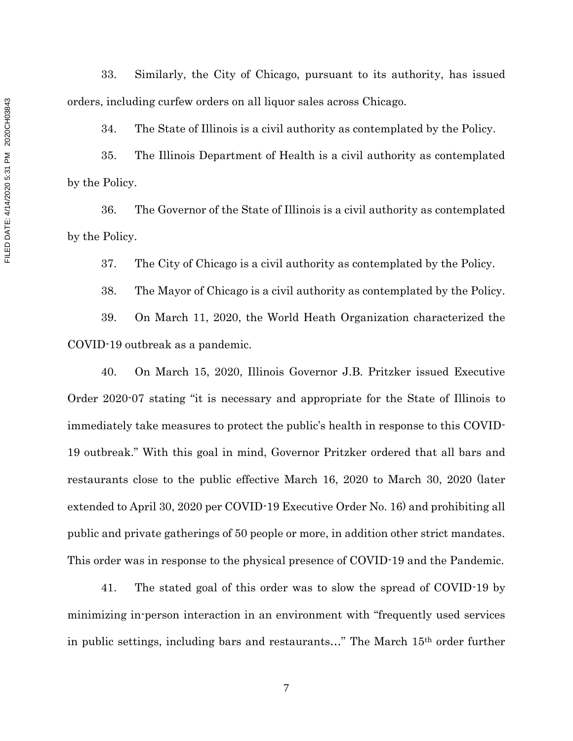33. Similarly, the City of Chicago, pursuant to its authority, has issued orders, including curfew orders on all liquor sales across Chicago.

34. The State of Illinois is a civil authority as contemplated by the Policy.

35. The Illinois Department of Health is a civil authority as contemplated by the Policy.

36. The Governor of the State of Illinois is a civil authority as contemplated by the Policy.

37. The City of Chicago is a civil authority as contemplated by the Policy.

38. The Mayor of Chicago is a civil authority as contemplated by the Policy.

39. On March 11, 2020, the World Heath Organization characterized the COVID-19 outbreak as a pandemic.

40. On March 15, 2020, Illinois Governor J.B. Pritzker issued Executive Order 2020-07 stating "it is necessary and appropriate for the State of Illinois to immediately take measures to protect the public's health in response to this COVID-19 outbreak." With this goal in mind, Governor Pritzker ordered that all bars and restaurants close to the public effective March 16, 2020 to March 30, 2020 (later extended to April 30, 2020 per COVID-19 Executive Order No. 16) and prohibiting all public and private gatherings of 50 people or more, in addition other strict mandates. This order was in response to the physical presence of COVID-19 and the Pandemic.

41. The stated goal of this order was to slow the spread of COVID-19 by minimizing in-person interaction in an environment with "frequently used services in public settings, including bars and restaurants…" The March 15th order further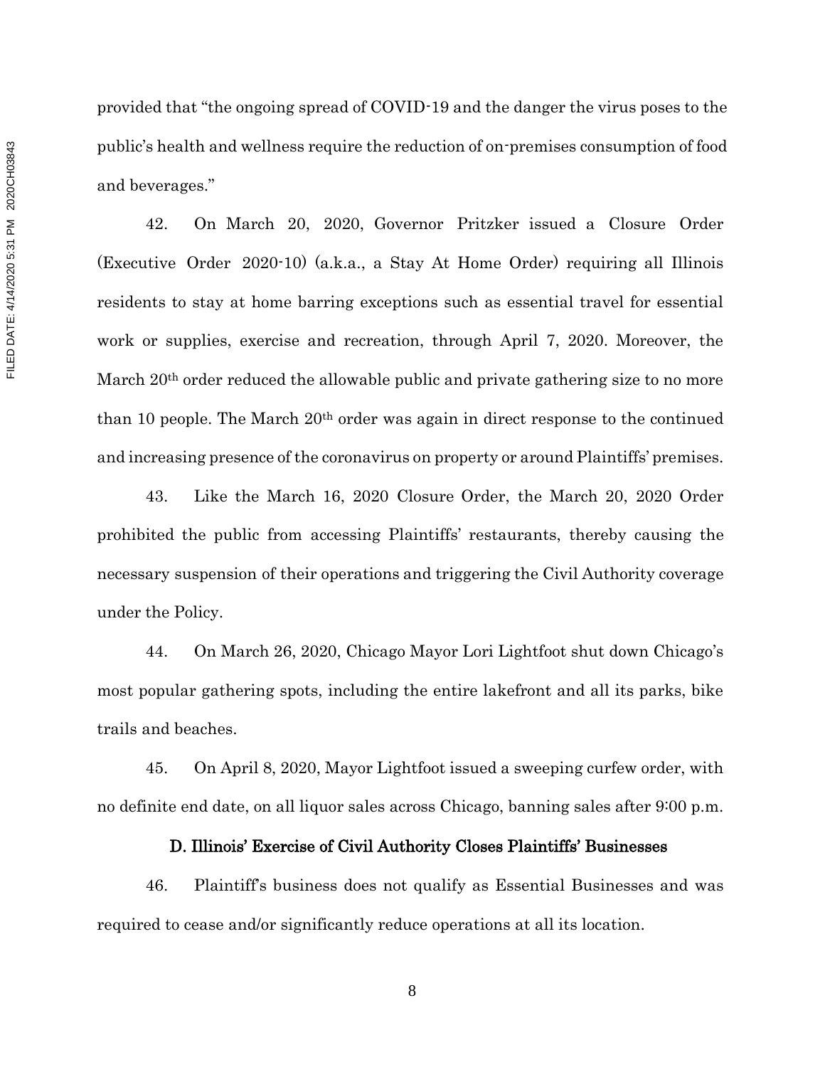provided that "the ongoing spread of COVID-19 and the danger the virus poses to the public's health and wellness require the reduction of on-premises consumption of food and beverages."

42. On March 20, 2020, Governor Pritzker issued a Closure Order (Executive Order 2020-10) (a.k.a., a Stay At Home Order) requiring all Illinois residents to stay at home barring exceptions such as essential travel for essential work or supplies, exercise and recreation, through April 7, 2020. Moreover, the March 20th order reduced the allowable public and private gathering size to no more than 10 people. The March 20th order was again in direct response to the continued and increasing presence of the coronavirus on property or around Plaintiffs' premises.

43. Like the March 16, 2020 Closure Order, the March 20, 2020 Order prohibited the public from accessing Plaintiffs' restaurants, thereby causing the necessary suspension of their operations and triggering the Civil Authority coverage under the Policy.

44. On March 26, 2020, Chicago Mayor Lori Lightfoot shut down Chicago's most popular gathering spots, including the entire lakefront and all its parks, bike trails and beaches.

45. On April 8, 2020, Mayor Lightfoot issued a sweeping curfew order, with no definite end date, on all liquor sales across Chicago, banning sales after 9:00 p.m.

### D. Illinois' Exercise of Civil Authority Closes Plaintiffs' Businesses

46. Plaintiff's business does not qualify as Essential Businesses and was required to cease and/or significantly reduce operations at all its location.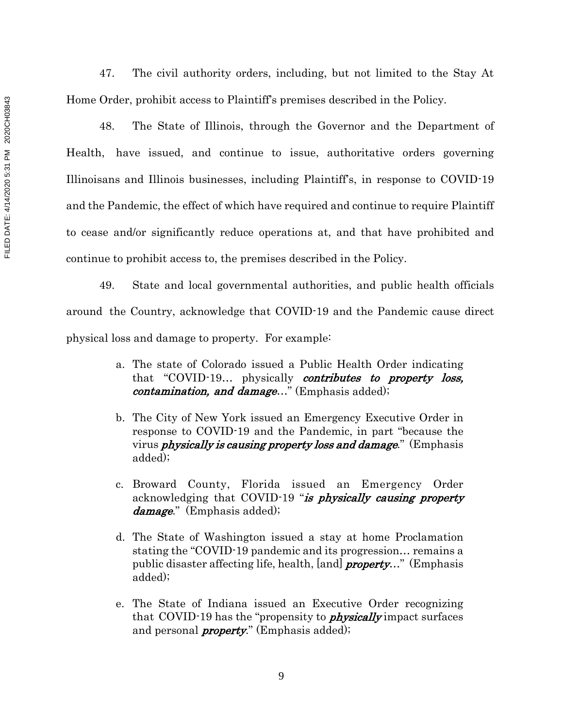47. The civil authority orders, including, but not limited to the Stay At Home Order, prohibit access to Plaintiff's premises described in the Policy.

48. The State of Illinois, through the Governor and the Department of Health, have issued, and continue to issue, authoritative orders governing Illinoisans and Illinois businesses, including Plaintiff's, in response to COVID-19 and the Pandemic, the effect of which have required and continue to require Plaintiff to cease and/or significantly reduce operations at, and that have prohibited and continue to prohibit access to, the premises described in the Policy.

49. State and local governmental authorities, and public health officials around the Country, acknowledge that COVID-19 and the Pandemic cause direct physical loss and damage to property. For example:

a. The state of Colorado issued a Public Health Order indicating that "COVID-19… physically ***contributes to property loss, contamination, and damage***…" (Emphasis added);

b. The City of New York issued an Emergency Executive Order in response to COVID-19 and the Pandemic, in part "because the virus ***physically is causing property loss and damage***." (Emphasis added);

c. Broward County, Florida issued an Emergency Order acknowledging that COVID-19 "***is physically causing property damage***." (Emphasis added);

d. The State of Washington issued a stay at home Proclamation stating the "COVID-19 pandemic and its progression… remains a public disaster affecting life, health, [and] ***property***…" (Emphasis added);

e. The State of Indiana issued an Executive Order recognizing that COVID-19 has the "propensity to ***physically*** impact surfaces and personal ***property***." (Emphasis added);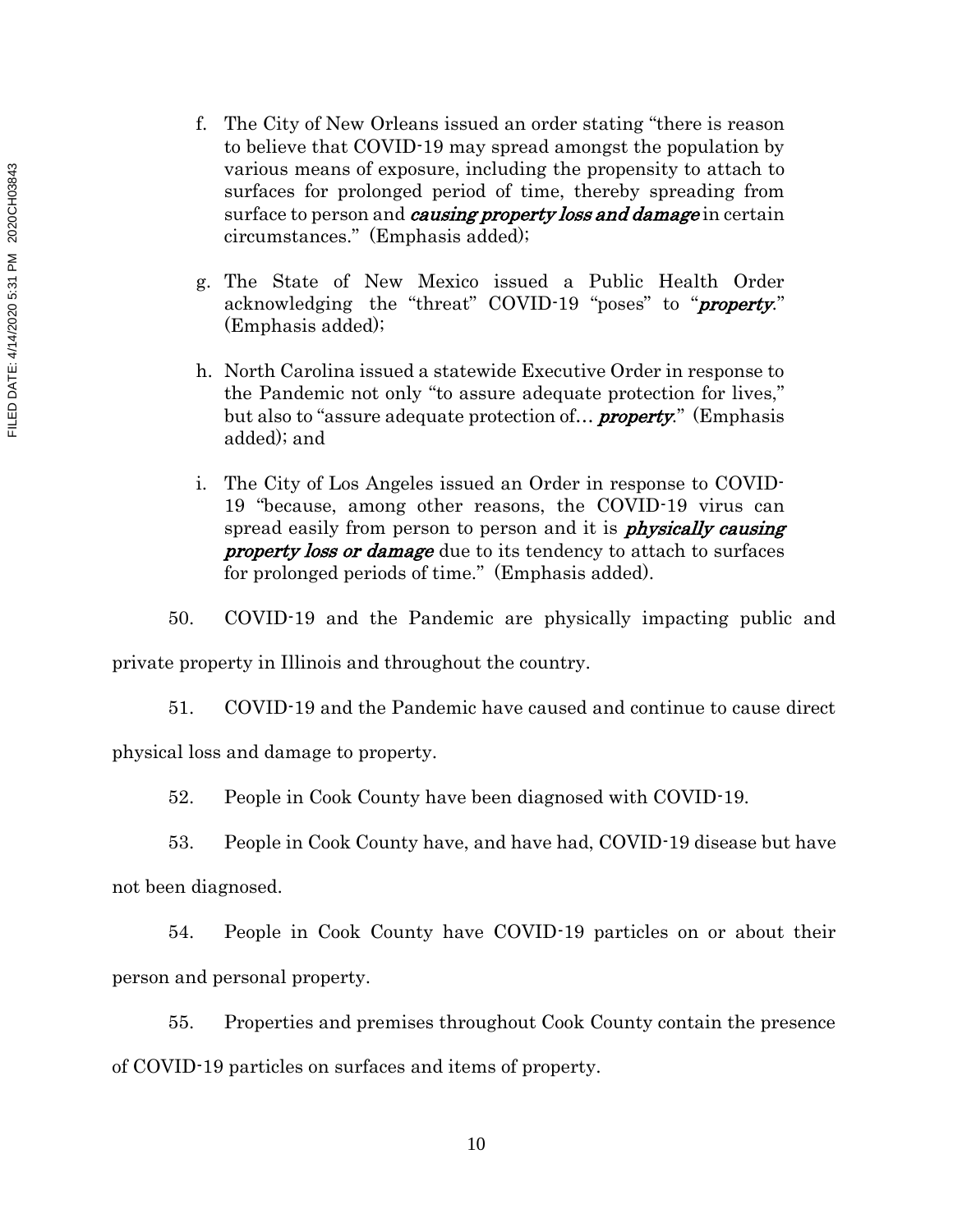f. The City of New Orleans issued an order stating "there is reason to believe that COVID-19 may spread amongst the population by various means of exposure, including the propensity to attach to surfaces for prolonged period of time, thereby spreading from surface to person and ***causing property loss and damage*** in certain circumstances." (Emphasis added);

g. The State of New Mexico issued a Public Health Order acknowledging the "threat" COVID-19 "poses" to "***property***." (Emphasis added);

h. North Carolina issued a statewide Executive Order in response to the Pandemic not only "to assure adequate protection for lives," but also to "assure adequate protection of… ***property***." (Emphasis added); and

i. The City of Los Angeles issued an Order in response to COVID-19 "because, among other reasons, the COVID-19 virus can spread easily from person to person and it is ***physically causing property loss or damage*** due to its tendency to attach to surfaces for prolonged periods of time." (Emphasis added).

50. COVID-19 and the Pandemic are physically impacting public and private property in Illinois and throughout the country.

51. COVID-19 and the Pandemic have caused and continue to cause direct physical loss and damage to property.

52. People in Cook County have been diagnosed with COVID-19.

53. People in Cook County have, and have had, COVID-19 disease but have not been diagnosed.

54. People in Cook County have COVID-19 particles on or about their person and personal property.

55. Properties and premises throughout Cook County contain the presence of COVID-19 particles on surfaces and items of property.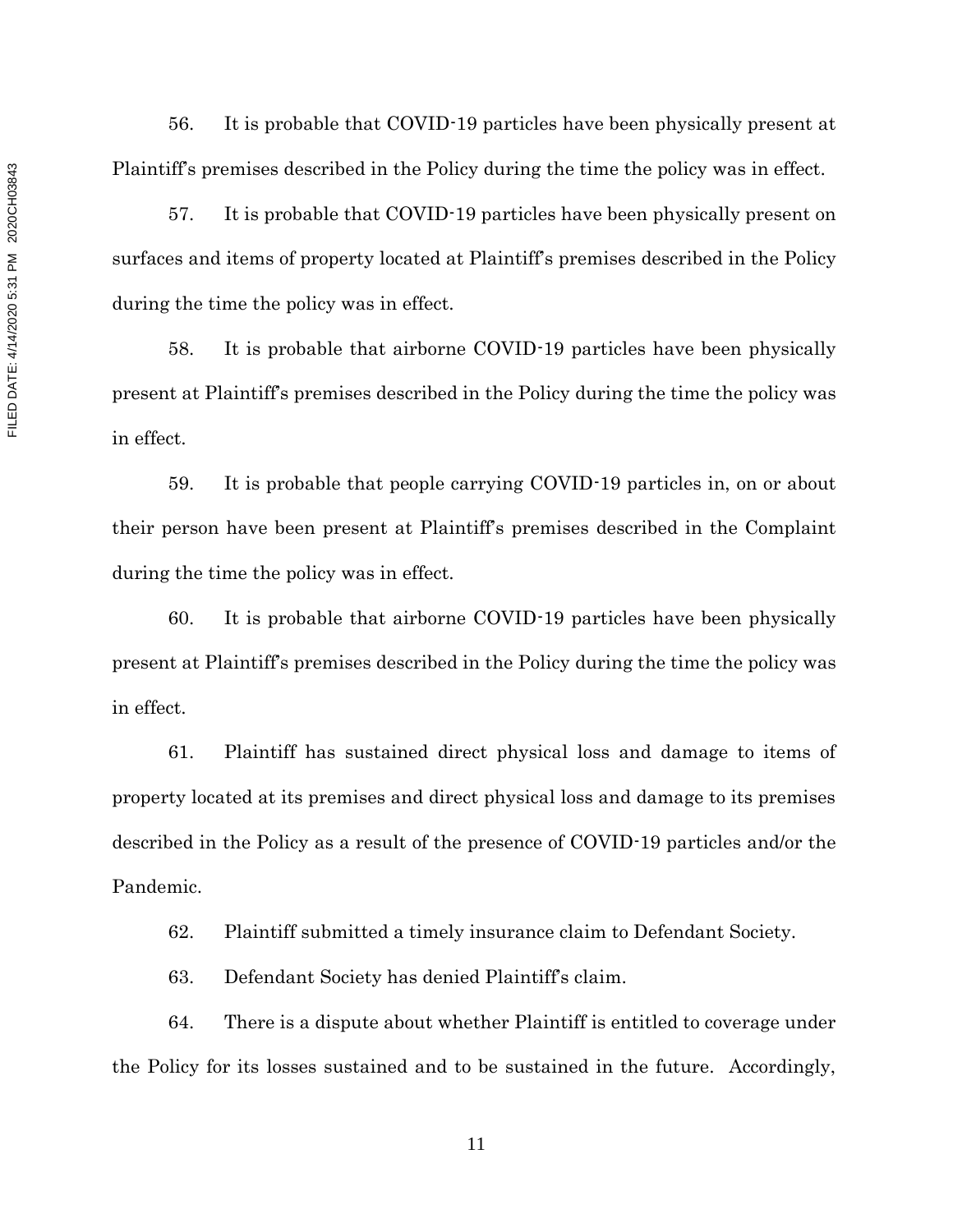56. It is probable that COVID-19 particles have been physically present at Plaintiff's premises described in the Policy during the time the policy was in effect.

57. It is probable that COVID-19 particles have been physically present on surfaces and items of property located at Plaintiff's premises described in the Policy during the time the policy was in effect.

58. It is probable that airborne COVID-19 particles have been physically present at Plaintiff's premises described in the Policy during the time the policy was in effect.

59. It is probable that people carrying COVID-19 particles in, on or about their person have been present at Plaintiff's premises described in the Complaint during the time the policy was in effect.

60. It is probable that airborne COVID-19 particles have been physically present at Plaintiff's premises described in the Policy during the time the policy was in effect.

61. Plaintiff has sustained direct physical loss and damage to items of property located at its premises and direct physical loss and damage to its premises described in the Policy as a result of the presence of COVID-19 particles and/or the Pandemic.

62. Plaintiff submitted a timely insurance claim to Defendant Society.

63. Defendant Society has denied Plaintiff's claim.

64. There is a dispute about whether Plaintiff is entitled to coverage under the Policy for its losses sustained and to be sustained in the future. Accordingly,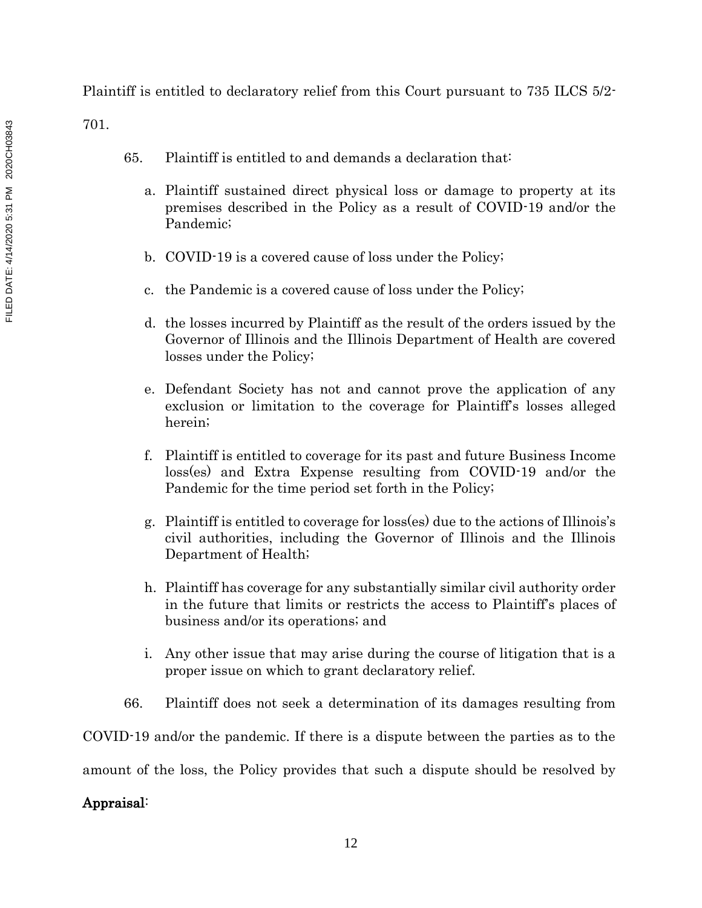Plaintiff is entitled to declaratory relief from this Court pursuant to 735 ILCS 5/2-701.

65. Plaintiff is entitled to and demands a declaration that:

a. Plaintiff sustained direct physical loss or damage to property at its premises described in the Policy as a result of COVID-19 and/or the Pandemic;

b. COVID-19 is a covered cause of loss under the Policy;

c. the Pandemic is a covered cause of loss under the Policy;

d. the losses incurred by Plaintiff as the result of the orders issued by the Governor of Illinois and the Illinois Department of Health are covered losses under the Policy;

e. Defendant Society has not and cannot prove the application of any exclusion or limitation to the coverage for Plaintiff's losses alleged herein;

f. Plaintiff is entitled to coverage for its past and future Business Income loss(es) and Extra Expense resulting from COVID-19 and/or the Pandemic for the time period set forth in the Policy;

g. Plaintiff is entitled to coverage for loss(es) due to the actions of Illinois's civil authorities, including the Governor of Illinois and the Illinois Department of Health;

h. Plaintiff has coverage for any substantially similar civil authority order in the future that limits or restricts the access to Plaintiff's places of business and/or its operations; and

i. Any other issue that may arise during the course of litigation that is a proper issue on which to grant declaratory relief.

66. Plaintiff does not seek a determination of its damages resulting from COVID-19 and/or the pandemic. If there is a dispute between the parties as to the amount of the loss, the Policy provides that such a dispute should be resolved by **Appraisal**: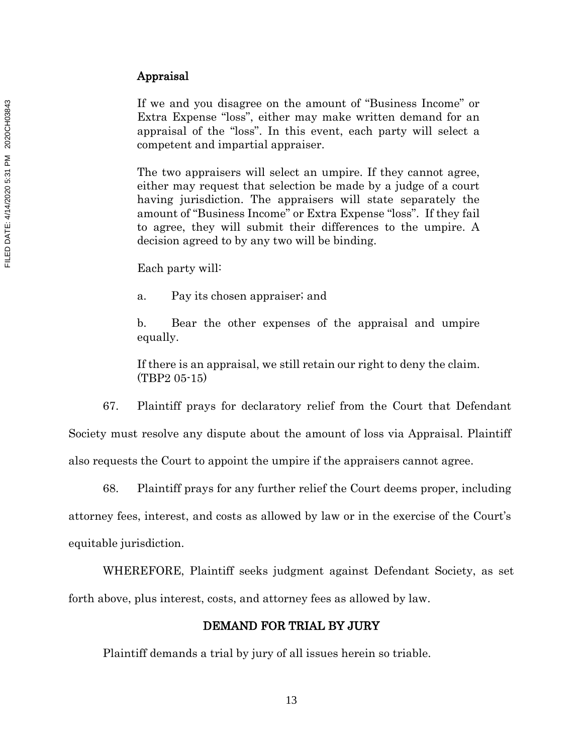**Appraisal**

If we and you disagree on the amount of "Business Income" or Extra Expense "loss", either may make written demand for an appraisal of the "loss". In this event, each party will select a competent and impartial appraiser.

The two appraisers will select an umpire. If they cannot agree, either may request that selection be made by a judge of a court having jurisdiction. The appraisers will state separately the amount of "Business Income" or Extra Expense "loss". If they fail to agree, they will submit their differences to the umpire. A decision agreed to by any two will be binding.

Each party will:

a. Pay its chosen appraiser; and

b. Bear the other expenses of the appraisal and umpire equally.

If there is an appraisal, we still retain our right to deny the claim. (TBP2 05-15)

67. Plaintiff prays for declaratory relief from the Court that Defendant Society must resolve any dispute about the amount of loss via Appraisal. Plaintiff also requests the Court to appoint the umpire if the appraisers cannot agree.

68. Plaintiff prays for any further relief the Court deems proper, including attorney fees, interest, and costs as allowed by law or in the exercise of the Court's equitable jurisdiction.

WHEREFORE, Plaintiff seeks judgment against Defendant Society, as set forth above, plus interest, costs, and attorney fees as allowed by law.

## DEMAND FOR TRIAL BY JURY

Plaintiff demands a trial by jury of all issues herein so triable.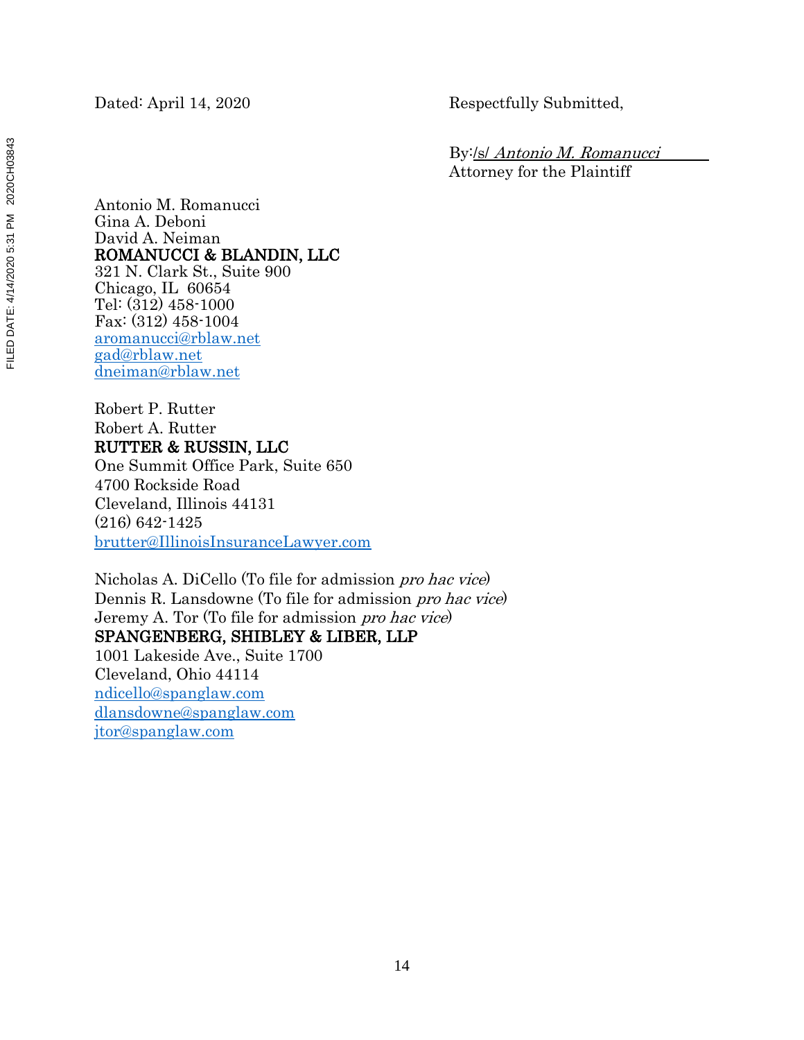Dated: April 14, 2020

Respectfully Submitted,

By:/s/ *Antonio M. Romanucci*
Attorney for the Plaintiff

Antonio M. Romanucci
Gina A. Deboni
David A. Neiman
**ROMANUCCI & BLANDIN, LLC**
321 N. Clark St., Suite 900
Chicago, IL 60654
Tel: (312) 458-1000
Fax: (312) 458-1004
aromanucci@rblaw.net
gad@rblaw.net
dneiman@rblaw.net

Robert P. Rutter
Robert A. Rutter
**RUTTER & RUSSIN, LLC**
One Summit Office Park, Suite 650
4700 Rockside Road
Cleveland, Illinois 44131
(216) 642-1425
brutter@IllinoisInsuranceLawyer.com

Nicholas A. DiCello (To file for admission *pro hac vice*)
Dennis R. Lansdowne (To file for admission *pro hac vice*)
Jeremy A. Tor (To file for admission *pro hac vice*)
**SPANGENBERG, SHIBLEY & LIBER, LLP**
1001 Lakeside Ave., Suite 1700
Cleveland, Ohio 44114
ndicello@spanglaw.com
dlansdowne@spanglaw.com
jtor@spanglaw.com